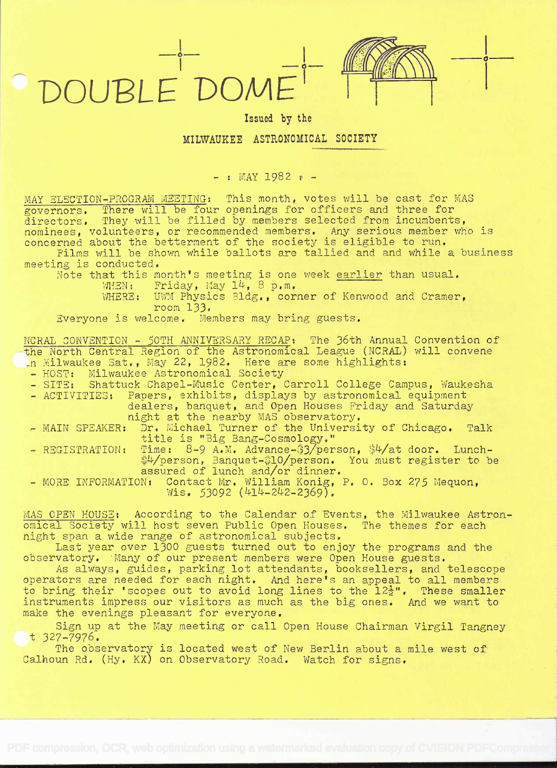# DOUBLE DOME

Issued by the

MILWAUKEE ASTRONOMICAL SOCIETY

- : MAY 1982 : -

MAY ELECTION-PROGRAM MEETING: This month, votes will be cast for MAS governors. There will be four openings for officers and three for directors. They will be filled by members selected from incumbents, nominees, volunteers, or recommended members. Any serious member who is concerned about the betterment of the society is eligible to run.

Films will be shown while ballots are tallied and and while a business meeting is conducted.

Note that this month's meeting is one week *earlier* than usual.

WHEN: Friday, May 14, 8 p.m.

WHERE: UWM Physics Bldg., corner of Kenwood and Cramer, room 133.

Everyone is welcome. Members may bring guests.

NCRAL CONVENTION - 50TH ANNIVERSARY RECAP: The 36th Annual Convention of the North Central Region of the Astronomical League (NCRAL) will convene in Milwaukee Sat., May 22, 1982. Here are some highlights:

- HOST: Milwaukee Astronomical Society
- SITE: Shattuck Chapel-Music Center, Carroll College Campus, Waukesha
- ACTIVITIES: Papers, exhibits, displays by astronomical equipment dealers, banquet, and Open Houses Friday and Saturday night at the nearby MAS observatory.
- MAIN SPEAKER: Dr. Michael Turner of the University of Chicago. Talk title is "Big Bang-Cosmology."
- REGISTRATION: Time: 8-9 A.M. Advance-$3/person, $4/at door. Lunch-$4/person, Banquet-$10/person. You must register to be assured of lunch and/or dinner.
- MORE INFORMATION: Contact Mr. William Konig, P. O. Box 275 Mequon, Wis. 53092 (414-242-2369).

MAS OPEN HOUSE: According to the Calendar of Events, the Milwaukee Astronomical Society will host seven Public Open Houses. The themes for each night span a wide range of astronomical subjects.

Last year over 1300 guests turned out to enjoy the programs and the observatory. Many of our present members were Open House guests.

As always, guides, parking lot attendants, booksellers, and telescope operators are needed for each night. And here's an appeal to all members to bring their 'scopes out to avoid long lines to the 12½". These smaller instruments impress our visitors as much as the big ones. And we want to make the evenings pleasant for everyone.

Sign up at the May meeting or call Open House Chairman Virgil Tangney at 327-7976.

The observatory is located west of New Berlin about a mile west of Calhoun Rd. (Hy. KX) on Observatory Road. Watch for signs.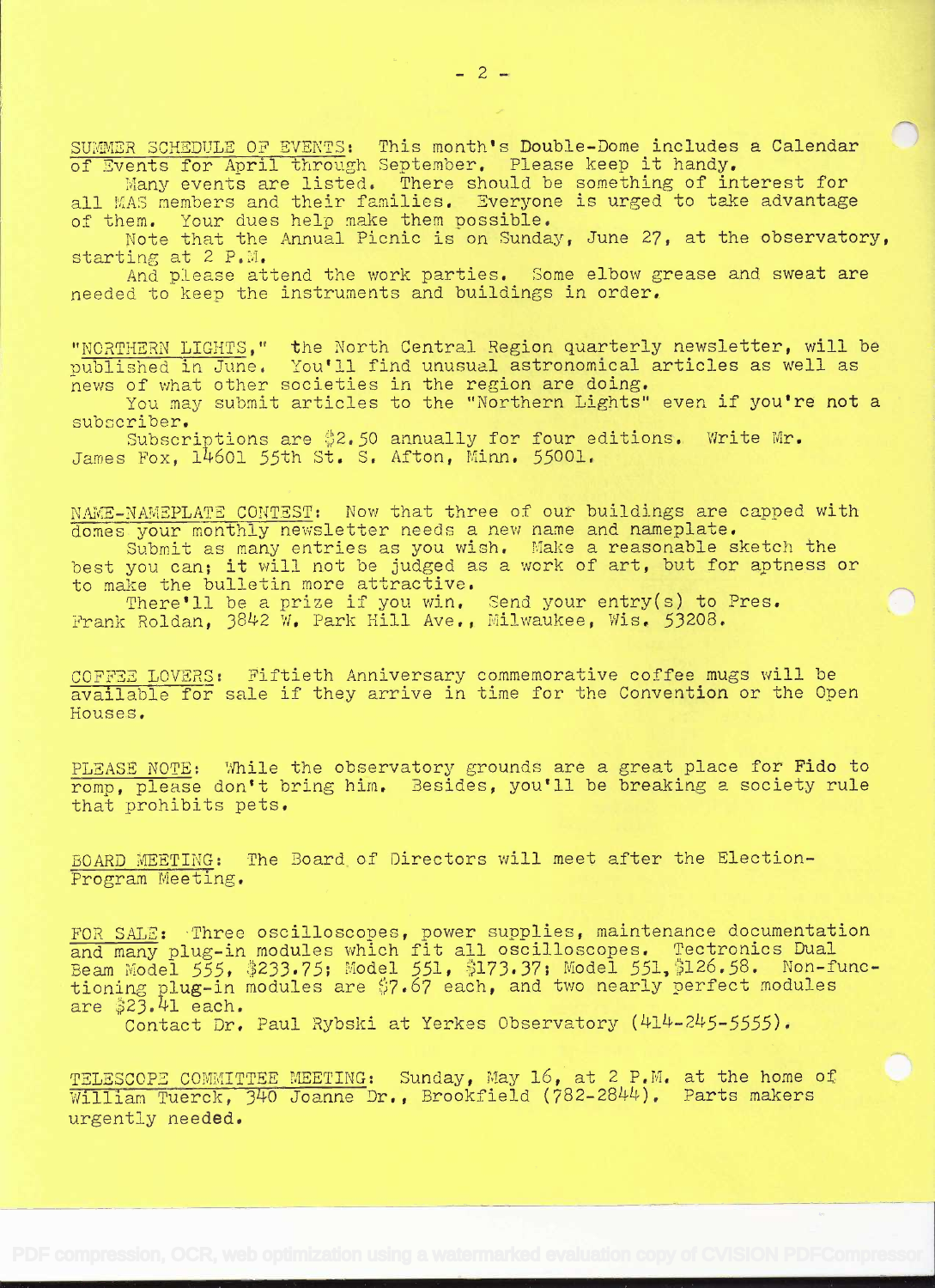SUMMER SCHEDULE OF EVENTS: This month's Double-Dome includes a Calendar of Events for April through September. Please keep it handy.

Many events are listed. There should be something of interest for all MAS members and their families. Everyone is urged to take advantage of them. Your dues help make them possible.

Note that the Annual Picnic is on Sunday, June 27, at the observatory, starting at 2 P.M.

And please attend the work parties. Some elbow grease and sweat are needed to keep the instruments and buildings in order.

"NORTHERN LIGHTS," the North Central Region quarterly newsletter, will be published in June. You'll find unusual astronomical articles as well as news of what other societies in the region are doing.

You may submit articles to the "Northern Lights" even if you're not a subscriber.

Subscriptions are $2.50 annually for four editions. Write Mr. James Fox, 14601 55th St. S. Afton, Minn. 55001.

NAME-NAMEPLATE CONTEST: Now that three of our buildings are capped with domes your monthly newsletter needs a new name and nameplate.

Submit as many entries as you wish. Make a reasonable sketch the best you can; it will not be judged as a work of art, but for aptness or to make the bulletin more attractive.

There'll be a prize if you win. Send your entry(s) to Pres. Frank Roldan, 3842 W. Park Hill Ave., Milwaukee, Wis. 53208.

COFFEE LOVERS: Fiftieth Anniversary commemorative coffee mugs will be available for sale if they arrive in time for the Convention or the Open Houses.

PLEASE NOTE: While the observatory grounds are a great place for Fido to romp, please don't bring him. Besides, you'll be breaking a society rule that prohibits pets.

BOARD MEETING: The Board of Directors will meet after the Election-Program Meeting.

FOR SALE: Three oscilloscopes, power supplies, maintenance documentation and many plug-in modules which fit all oscilloscopes. Tectronics Dual Beam Model 555, $233.75; Model 551, $173.37; Model 551, $126.58. Non-functioning plug-in modules are $7.67 each, and two nearly perfect modules are $23.41 each.

Contact Dr. Paul Rybski at Yerkes Observatory (414-245-5555).

TELESCOPE COMMITTEE MEETING: Sunday, May 16, at 2 P.M. at the home of William Tuerck, 340 Joanne Dr., Brookfield (782-2844). Parts makers urgently needed.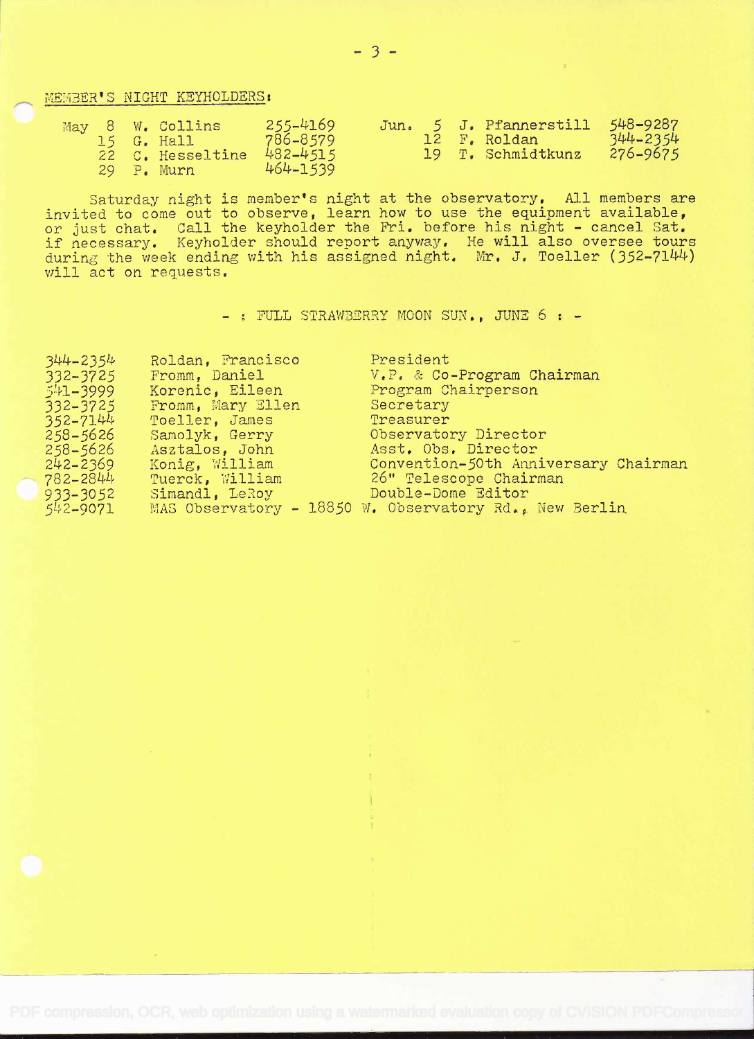MEMBER'S NIGHT KEYHOLDERS:

| | | | | | | |
|---|---|---|---|---|---|---|
| May 8 | W. Collins | 255-4169 | | Jun. 5 | J. Pfannerstill | 548-9287 |
| 15 | G. Hall | 786-8579 | | 12 | F. Roldan | 344-2354 |
| 22 | C. Hesseltine | 482-4515 | | 19 | T. Schmidtkunz | 276-9675 |
| 29 | P. Murn | 464-1539 | | | | |

Saturday night is member's night at the observatory. All members are invited to come out to observe, learn how to use the equipment available, or just chat. Call the keyholder the Fri. before his night - cancel Sat. if necessary. Keyholder should report anyway. He will also oversee tours during the week ending with his assigned night. Mr. J. Toeller (352-7144) will act on requests.

- : FULL STRAWBERRY MOON SUN., JUNE 6 : -

| | | |
|---|---|---|
| 344-2354 | Roldan, Francisco | President |
| 332-3725 | Fromm, Daniel | V.P. & Co-Program Chairman |
| 541-3999 | Korenic, Eileen | Program Chairperson |
| 332-3725 | Fromm, Mary Ellen | Secretary |
| 352-7144 | Toeller, James | Treasurer |
| 258-5626 | Samolyk, Gerry | Observatory Director |
| 258-5626 | Asztalos, John | Asst. Obs. Director |
| 242-2369 | Konig, William | Convention-50th Anniversary Chairman |
| 782-2844 | Tuerck, William | 26" Telescope Chairman |
| 933-3052 | Simandl, LeRoy | Double-Dome Editor |
| 542-9071 | MAS Observatory - 18850 W. Observatory Rd., New Berlin | |